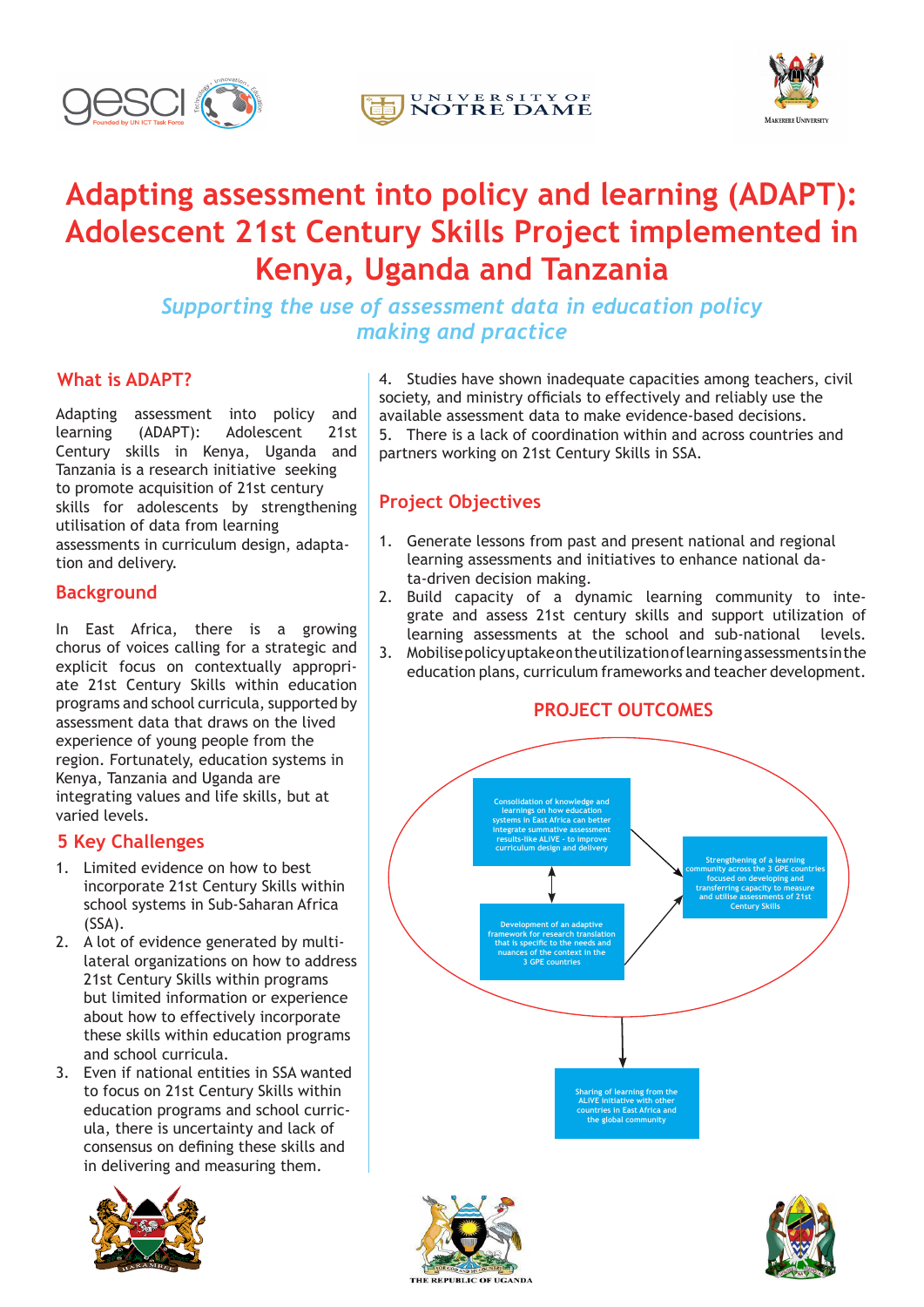# Adapting assessment into policy and learning (ADAPT): Adolescent 21st Century Skills Project implemented in Kenya, Uganda and Tanzania

*Supporting the use of assessment data in education policy making and practice*

## What is ADAPT?

Adapting assessment into policy and learning (ADAPT): Adolescent 21st Century skills in Kenya, Uganda and Tanzania is a research initiative seeking to promote acquisition of 21st century skills for adolescents by strengthening utilisation of data from learning assessments in curriculum design, adaptation and delivery.

## Background

In East Africa, there is a growing chorus of voices calling for a strategic and explicit focus on contextually appropriate 21st Century Skills within education programs and school curricula, supported by assessment data that draws on the lived experience of young people from the region. Fortunately, education systems in Kenya, Tanzania and Uganda are integrating values and life skills, but at varied levels.

## 5 Key Challenges

1. Limited evidence on how to best incorporate 21st Century Skills within school systems in Sub-Saharan Africa (SSA).
2. A lot of evidence generated by multilateral organizations on how to address 21st Century Skills within programs but limited information or experience about how to effectively incorporate these skills within education programs and school curricula.
3. Even if national entities in SSA wanted to focus on 21st Century Skills within education programs and school curricula, there is uncertainty and lack of consensus on defining these skills and in delivering and measuring them.
4. Studies have shown inadequate capacities among teachers, civil society, and ministry officials to effectively and reliably use the available assessment data to make evidence-based decisions.
5. There is a lack of coordination within and across countries and partners working on 21st Century Skills in SSA.

## Project Objectives

1. Generate lessons from past and present national and regional learning assessments and initiatives to enhance national data-driven decision making.
2. Build capacity of a dynamic learning community to integrate and assess 21st century skills and support utilization of learning assessments at the school and sub-national levels.
3. Mobilise policy uptake on the utilization of learning assessments in the education plans, curriculum frameworks and teacher development.

## PROJECT OUTCOMES

- Consolidation of knowledge and learnings on how education systems in East Africa can better integrate summative assessment results-like ALiVE - to improve curriculum design and delivery
- Development of an adaptive framework for research translation that is specific to the needs and nuances of the context in the 3 GPE countries
- Strengthening of a learning community across the 3 GPE countries focused on developing and transferring capacity to measure and utilise assessments of 21st Century Skills
- Sharing of learning from the ALiVE initiative with other countries in East Africa and the global community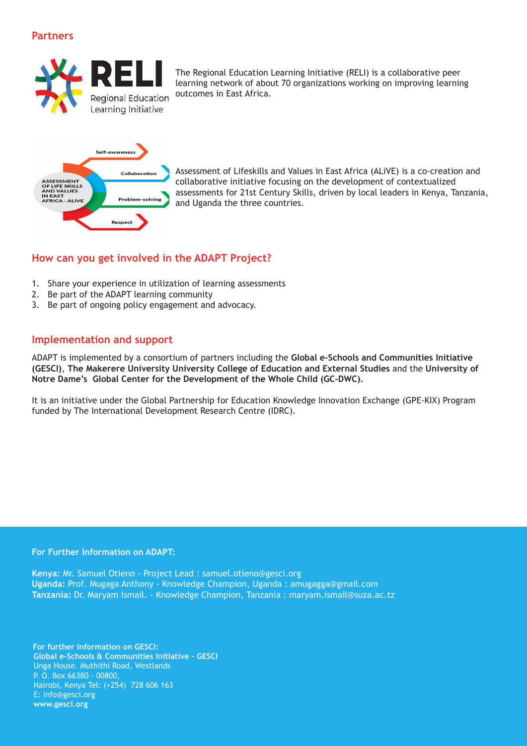## Partners

**RELI** Regional Education Learning Initiative

The Regional Education Learning Initiative (RELI) is a collaborative peer learning network of about 70 organizations working on improving learning outcomes in East Africa.

ASSESSMENT OF LIFE SKILLS AND VALUES IN EAST AFRICA - ALiVE

Self-awareness

Collaboration

Problem-solving

Respect

Assessment of Lifeskills and Values in East Africa (ALiVE) is a co-creation and collaborative initiative focusing on the development of contextualized assessments for 21st Century Skills, driven by local leaders in Kenya, Tanzania, and Uganda the three countries.

## How can you get involved in the ADAPT Project?

1. Share your experience in utilization of learning assessments
2. Be part of the ADAPT learning community
3. Be part of ongoing policy engagement and advocacy.

## Implementation and support

ADAPT is implemented by a consortium of partners including the **Global e-Schools and Communities Initiative (GESCI)**, **The Makerere University University College of Education and External Studies** and the **University of Notre Dame's Global Center for the Development of the Whole Child (GC-DWC).**

It is an initiative under the Global Partnership for Education Knowledge Innovation Exchange (GPE-KIX) Program funded by The International Development Research Centre (IDRC).

**For Further Information on ADAPT:**

**Kenya:** Mr. Samuel Otieno - Project Lead : samuel.otieno@gesci.org
**Uganda:** Prof. Mugaga Anthony - Knowledge Champion, Uganda : amugagga@gmail.com
**Tanzania:** Dr. Maryam Ismail. - Knowledge Champion, Tanzania : maryam.ismail@suza.ac.tz

**For further information on GESCI:**
**Global e-Schools & Communities Initiative - GESCI**
Unga House. Muthithi Road, Westlands
P. O. Box 66380 - 00800,
Nairobi, Kenya Tel: (+254) 728 606 163
E: info@gesci.org
**www.gesci.org**